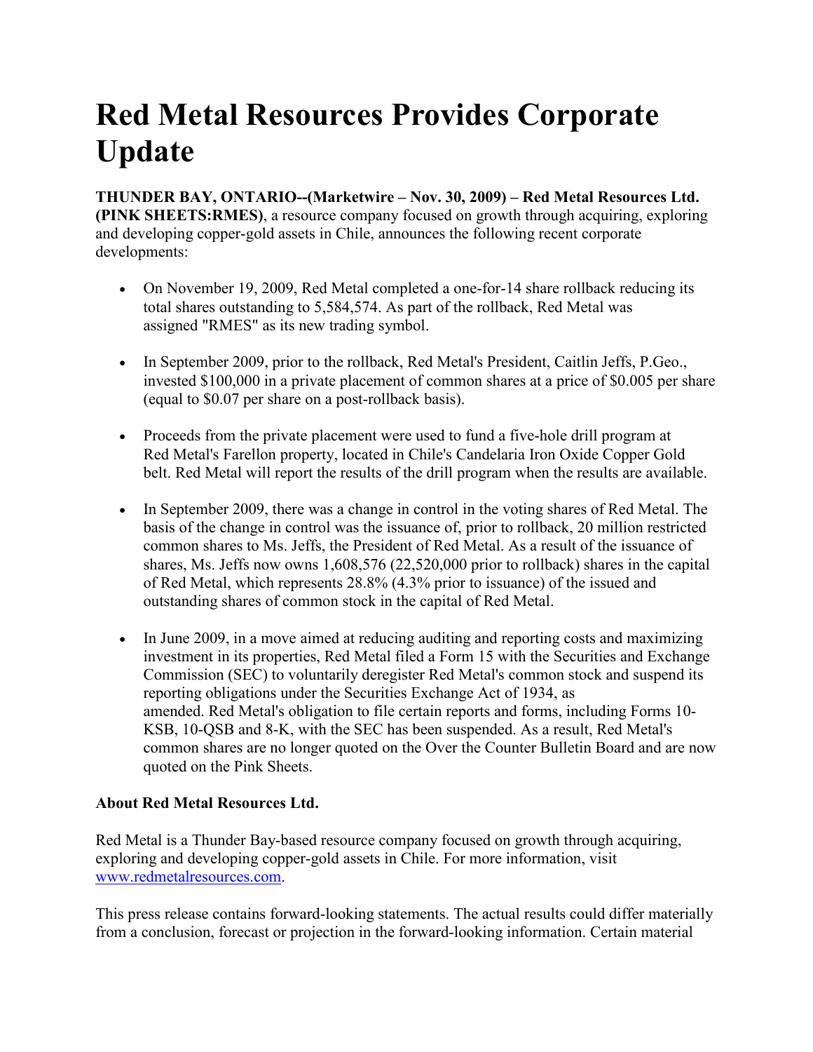# Red Metal Resources Provides Corporate Update

**THUNDER BAY, ONTARIO--(Marketwire – Nov. 30, 2009) – Red Metal Resources Ltd. (PINK SHEETS:RMES)**, a resource company focused on growth through acquiring, exploring and developing copper-gold assets in Chile, announces the following recent corporate developments:

- On November 19, 2009, Red Metal completed a one-for-14 share rollback reducing its total shares outstanding to 5,584,574. As part of the rollback, Red Metal was assigned "RMES" as its new trading symbol.
- In September 2009, prior to the rollback, Red Metal's President, Caitlin Jeffs, P.Geo., invested $100,000 in a private placement of common shares at a price of $0.005 per share (equal to $0.07 per share on a post-rollback basis).
- Proceeds from the private placement were used to fund a five-hole drill program at Red Metal's Farellon property, located in Chile's Candelaria Iron Oxide Copper Gold belt. Red Metal will report the results of the drill program when the results are available.
- In September 2009, there was a change in control in the voting shares of Red Metal. The basis of the change in control was the issuance of, prior to rollback, 20 million restricted common shares to Ms. Jeffs, the President of Red Metal. As a result of the issuance of shares, Ms. Jeffs now owns 1,608,576 (22,520,000 prior to rollback) shares in the capital of Red Metal, which represents 28.8% (4.3% prior to issuance) of the issued and outstanding shares of common stock in the capital of Red Metal.
- In June 2009, in a move aimed at reducing auditing and reporting costs and maximizing investment in its properties, Red Metal filed a Form 15 with the Securities and Exchange Commission (SEC) to voluntarily deregister Red Metal's common stock and suspend its reporting obligations under the Securities Exchange Act of 1934, as amended. Red Metal's obligation to file certain reports and forms, including Forms 10-KSB, 10-QSB and 8-K, with the SEC has been suspended. As a result, Red Metal's common shares are no longer quoted on the Over the Counter Bulletin Board and are now quoted on the Pink Sheets.

**About Red Metal Resources Ltd.**

Red Metal is a Thunder Bay-based resource company focused on growth through acquiring, exploring and developing copper-gold assets in Chile. For more information, visit www.redmetalresources.com.

This press release contains forward-looking statements. The actual results could differ materially from a conclusion, forecast or projection in the forward-looking information. Certain material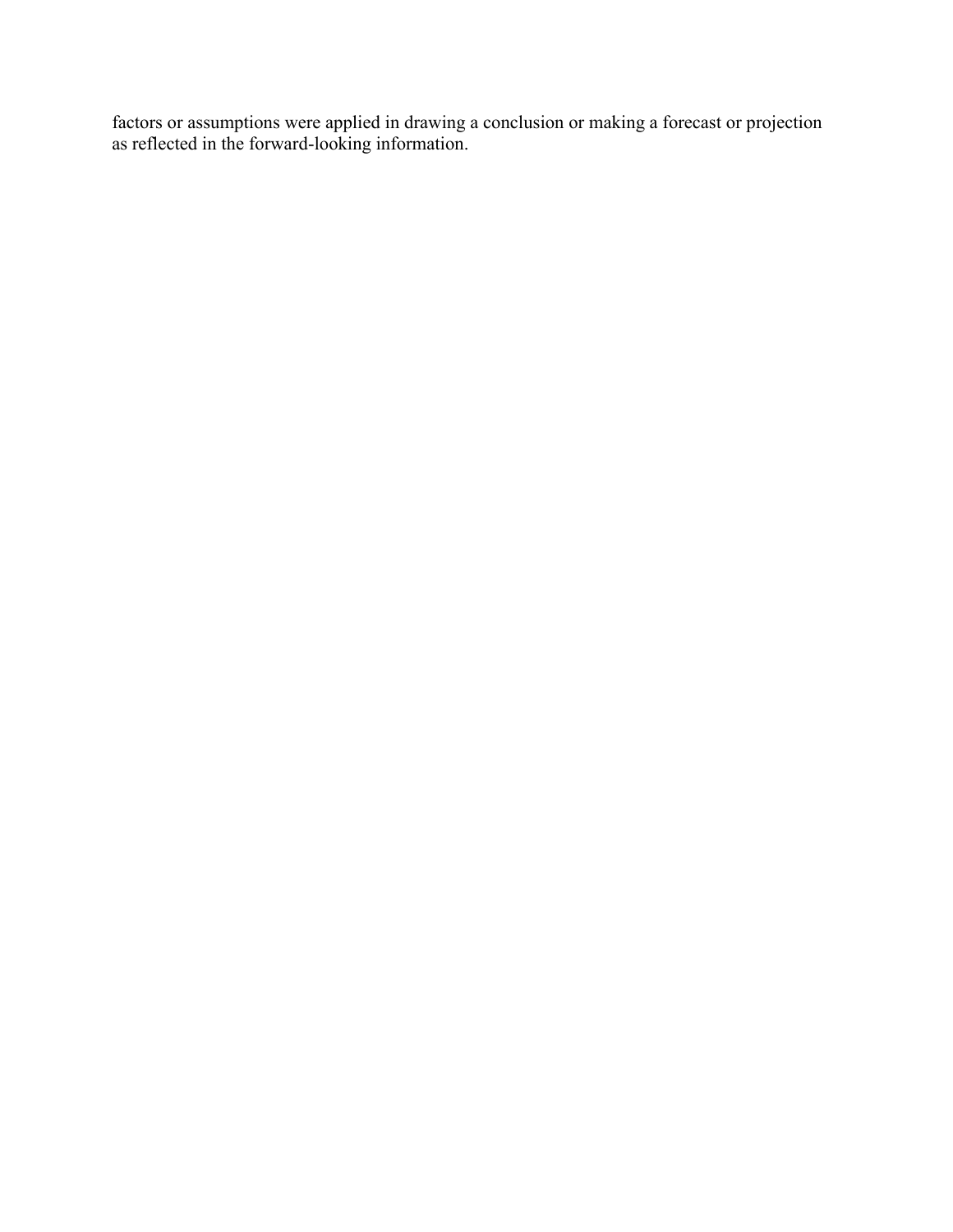factors or assumptions were applied in drawing a conclusion or making a forecast or projection as reflected in the forward-looking information.